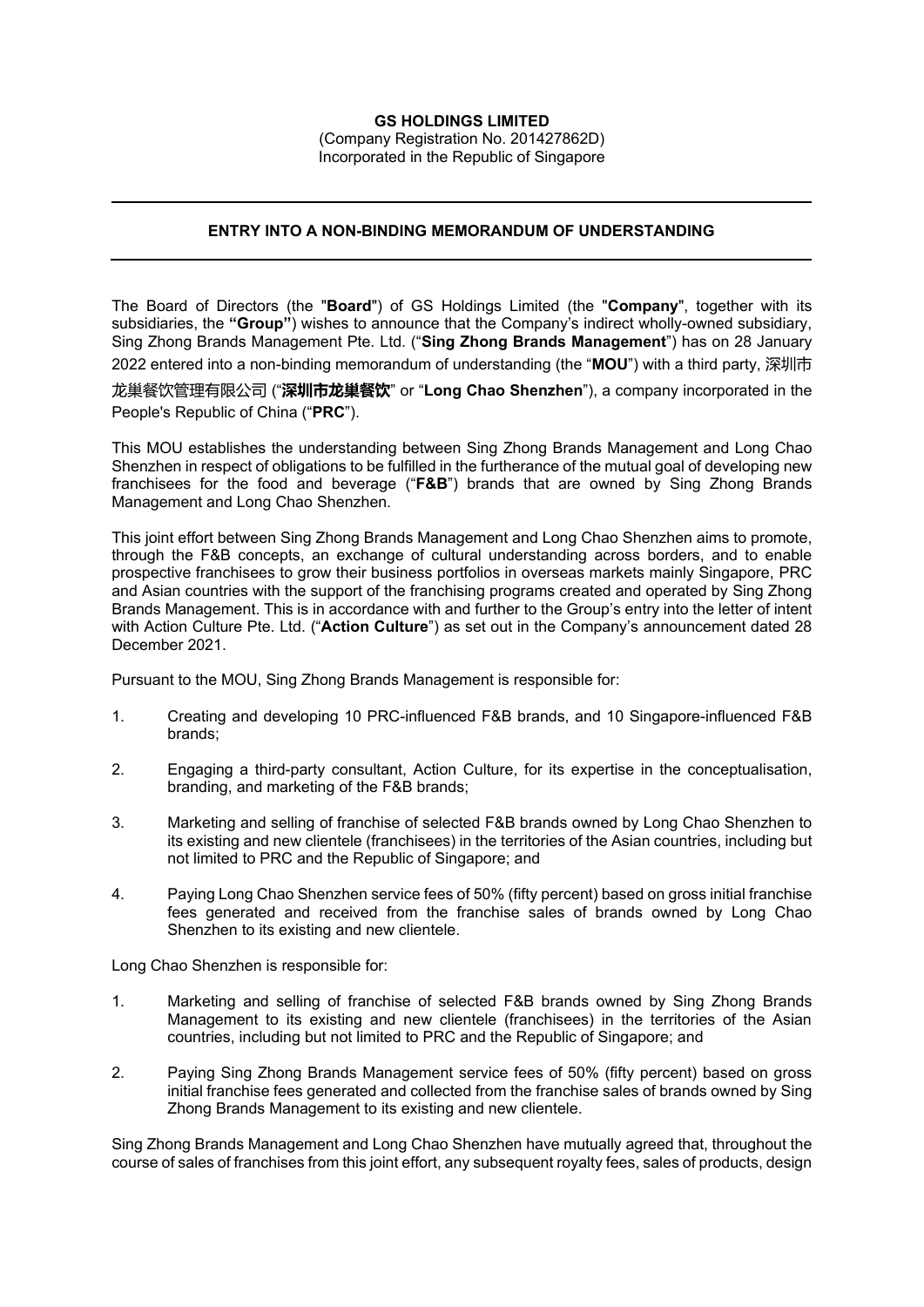**GS HOLDINGS LIMITED**
(Company Registration No. 201427862D)
Incorporated in the Republic of Singapore

---

**ENTRY INTO A NON-BINDING MEMORANDUM OF UNDERSTANDING**

---

The Board of Directors (the "**Board**") of GS Holdings Limited (the "**Company**", together with its subsidiaries, the **"Group"**) wishes to announce that the Company's indirect wholly-owned subsidiary, Sing Zhong Brands Management Pte. Ltd. ("**Sing Zhong Brands Management**") has on 28 January 2022 entered into a non-binding memorandum of understanding (the "**MOU**") with a third party, 深圳市龙巢餐饮管理有限公司 ("**深圳市龙巢餐饮**" or "**Long Chao Shenzhen**"), a company incorporated in the People's Republic of China ("**PRC**").

This MOU establishes the understanding between Sing Zhong Brands Management and Long Chao Shenzhen in respect of obligations to be fulfilled in the furtherance of the mutual goal of developing new franchisees for the food and beverage ("**F&B**") brands that are owned by Sing Zhong Brands Management and Long Chao Shenzhen.

This joint effort between Sing Zhong Brands Management and Long Chao Shenzhen aims to promote, through the F&B concepts, an exchange of cultural understanding across borders, and to enable prospective franchisees to grow their business portfolios in overseas markets mainly Singapore, PRC and Asian countries with the support of the franchising programs created and operated by Sing Zhong Brands Management. This is in accordance with and further to the Group's entry into the letter of intent with Action Culture Pte. Ltd. ("**Action Culture**") as set out in the Company's announcement dated 28 December 2021.

Pursuant to the MOU, Sing Zhong Brands Management is responsible for:

1. Creating and developing 10 PRC-influenced F&B brands, and 10 Singapore-influenced F&B brands;
2. Engaging a third-party consultant, Action Culture, for its expertise in the conceptualisation, branding, and marketing of the F&B brands;
3. Marketing and selling of franchise of selected F&B brands owned by Long Chao Shenzhen to its existing and new clientele (franchisees) in the territories of the Asian countries, including but not limited to PRC and the Republic of Singapore; and
4. Paying Long Chao Shenzhen service fees of 50% (fifty percent) based on gross initial franchise fees generated and received from the franchise sales of brands owned by Long Chao Shenzhen to its existing and new clientele.

Long Chao Shenzhen is responsible for:

1. Marketing and selling of franchise of selected F&B brands owned by Sing Zhong Brands Management to its existing and new clientele (franchisees) in the territories of the Asian countries, including but not limited to PRC and the Republic of Singapore; and
2. Paying Sing Zhong Brands Management service fees of 50% (fifty percent) based on gross initial franchise fees generated and collected from the franchise sales of brands owned by Sing Zhong Brands Management to its existing and new clientele.

Sing Zhong Brands Management and Long Chao Shenzhen have mutually agreed that, throughout the course of sales of franchises from this joint effort, any subsequent royalty fees, sales of products, design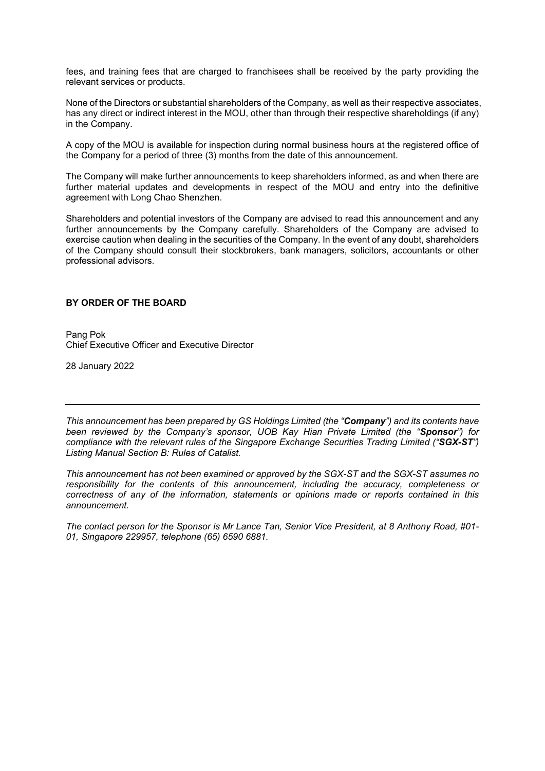fees, and training fees that are charged to franchisees shall be received by the party providing the relevant services or products.

None of the Directors or substantial shareholders of the Company, as well as their respective associates, has any direct or indirect interest in the MOU, other than through their respective shareholdings (if any) in the Company.

A copy of the MOU is available for inspection during normal business hours at the registered office of the Company for a period of three (3) months from the date of this announcement.

The Company will make further announcements to keep shareholders informed, as and when there are further material updates and developments in respect of the MOU and entry into the definitive agreement with Long Chao Shenzhen.

Shareholders and potential investors of the Company are advised to read this announcement and any further announcements by the Company carefully. Shareholders of the Company are advised to exercise caution when dealing in the securities of the Company. In the event of any doubt, shareholders of the Company should consult their stockbrokers, bank managers, solicitors, accountants or other professional advisors.

**BY ORDER OF THE BOARD**

Pang Pok
Chief Executive Officer and Executive Director

28 January 2022

---

*This announcement has been prepared by GS Holdings Limited (the "**Company**") and its contents have been reviewed by the Company's sponsor, UOB Kay Hian Private Limited (the "**Sponsor**") for compliance with the relevant rules of the Singapore Exchange Securities Trading Limited ("**SGX-ST**") Listing Manual Section B: Rules of Catalist.*

*This announcement has not been examined or approved by the SGX-ST and the SGX-ST assumes no responsibility for the contents of this announcement, including the accuracy, completeness or correctness of any of the information, statements or opinions made or reports contained in this announcement.*

*The contact person for the Sponsor is Mr Lance Tan, Senior Vice President, at 8 Anthony Road, #01-01, Singapore 229957, telephone (65) 6590 6881.*